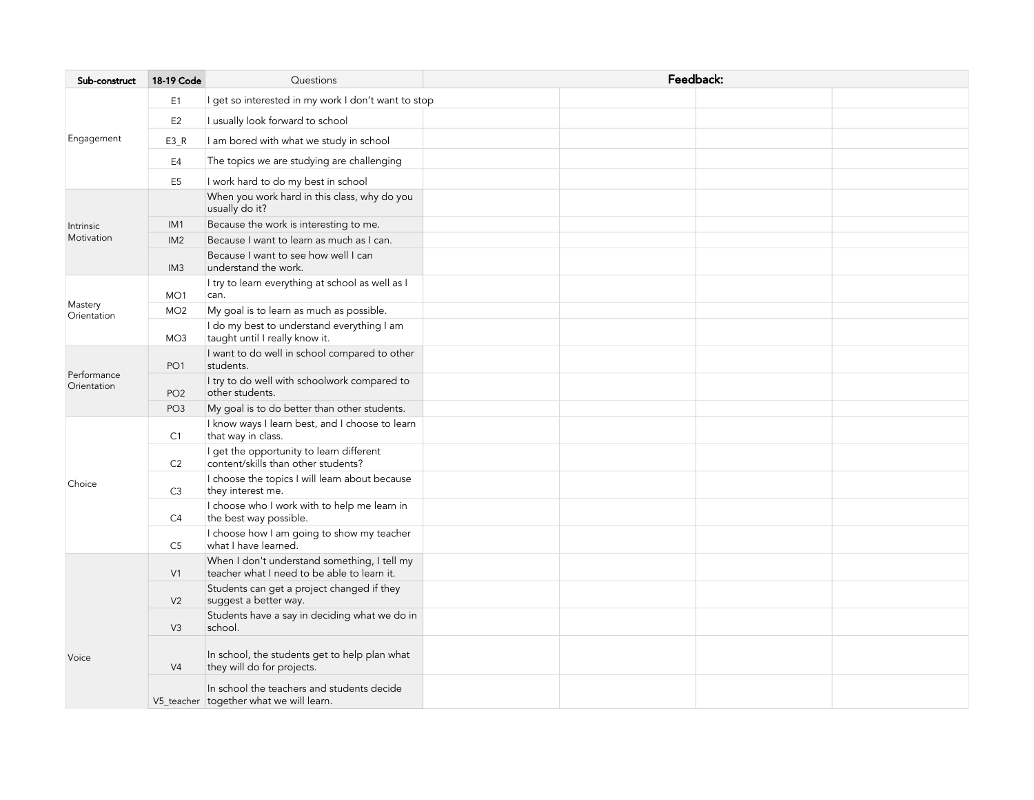| Sub-construct | 18-19 Code | Questions | Feedback: | | | |
|---|---|---|---|---|---|---|
| Engagement | E1 | I get so interested in my work I don't want to stop | | | | |
| | E2 | I usually look forward to school | | | | |
| | E3_R | I am bored with what we study in school | | | | |
| | E4 | The topics we are studying are challenging | | | | |
| | E5 | I work hard to do my best in school | | | | |
| Intrinsic Motivation | | When you work hard in this class, why do you usually do it? | | | | |
| | IM1 | Because the work is interesting to me. | | | | |
| | IM2 | Because I want to learn as much as I can. | | | | |
| | IM3 | Because I want to see how well I can understand the work. | | | | |
| Mastery Orientation | MO1 | I try to learn everything at school as well as I can. | | | | |
| | MO2 | My goal is to learn as much as possible. | | | | |
| | MO3 | I do my best to understand everything I am taught until I really know it. | | | | |
| Performance Orientation | PO1 | I want to do well in school compared to other students. | | | | |
| | PO2 | I try to do well with schoolwork compared to other students. | | | | |
| | PO3 | My goal is to do better than other students. | | | | |
| Choice | C1 | I know ways I learn best, and I choose to learn that way in class. | | | | |
| | C2 | I get the opportunity to learn different content/skills than other students? | | | | |
| | C3 | I choose the topics I will learn about because they interest me. | | | | |
| | C4 | I choose who I work with to help me learn in the best way possible. | | | | |
| | C5 | I choose how I am going to show my teacher what I have learned. | | | | |
| Voice | V1 | When I don't understand something, I tell my teacher what I need to be able to learn it. | | | | |
| | V2 | Students can get a project changed if they suggest a better way. | | | | |
| | V3 | Students have a say in deciding what we do in school. | | | | |
| | V4 | In school, the students get to help plan what they will do for projects. | | | | |
| | V5_teacher | In school the teachers and students decide together what we will learn. | | | | |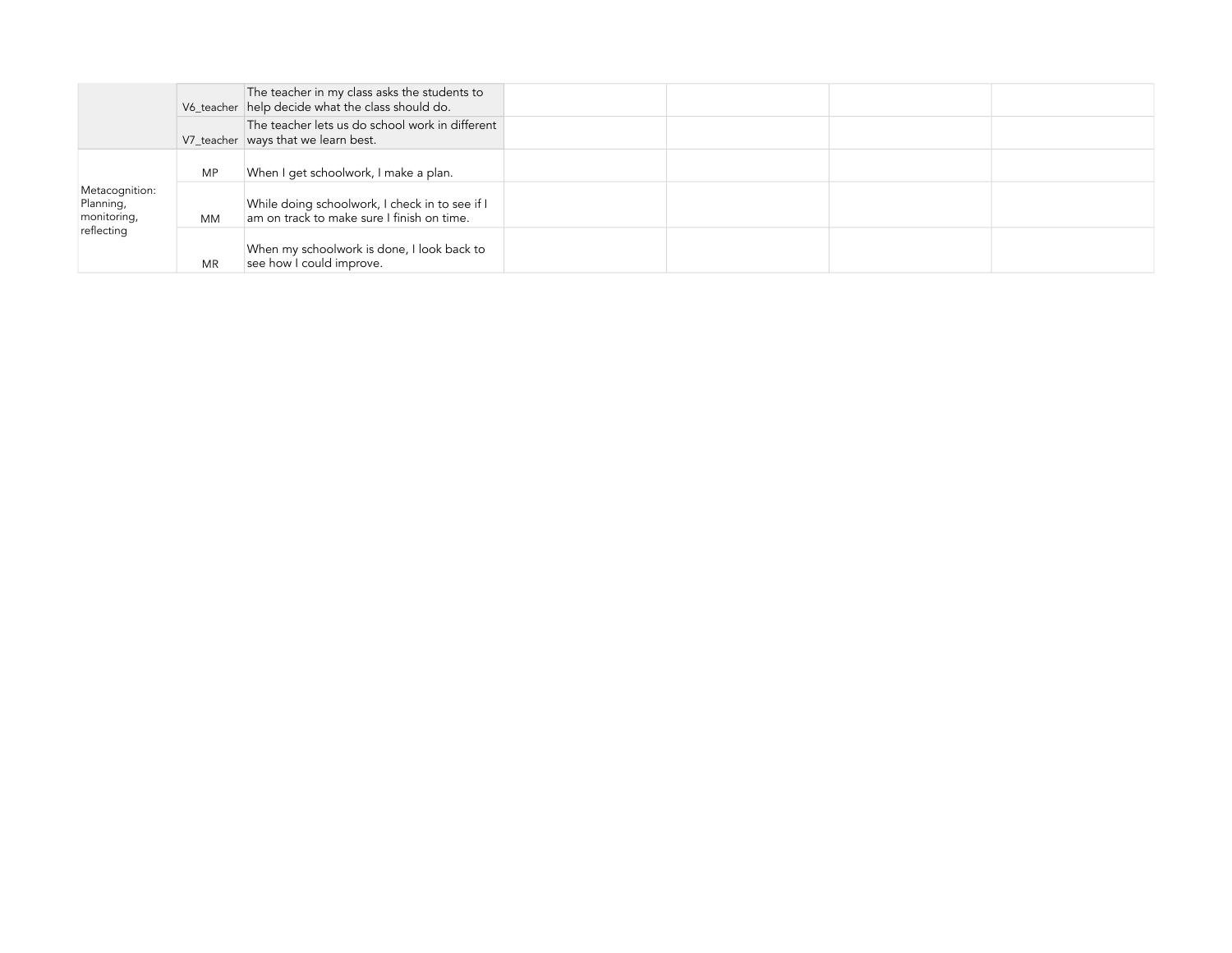| | | | | | | |
|---|---|---|---|---|---|---|
| | V6_teacher | The teacher in my class asks the students to help decide what the class should do. | | | | |
| | V7_teacher | The teacher lets us do school work in different ways that we learn best. | | | | |
| Metacognition: Planning, monitoring, reflecting | MP | When I get schoolwork, I make a plan. | | | | |
| | MM | While doing schoolwork, I check in to see if I am on track to make sure I finish on time. | | | | |
| | MR | When my schoolwork is done, I look back to see how I could improve. | | | | |